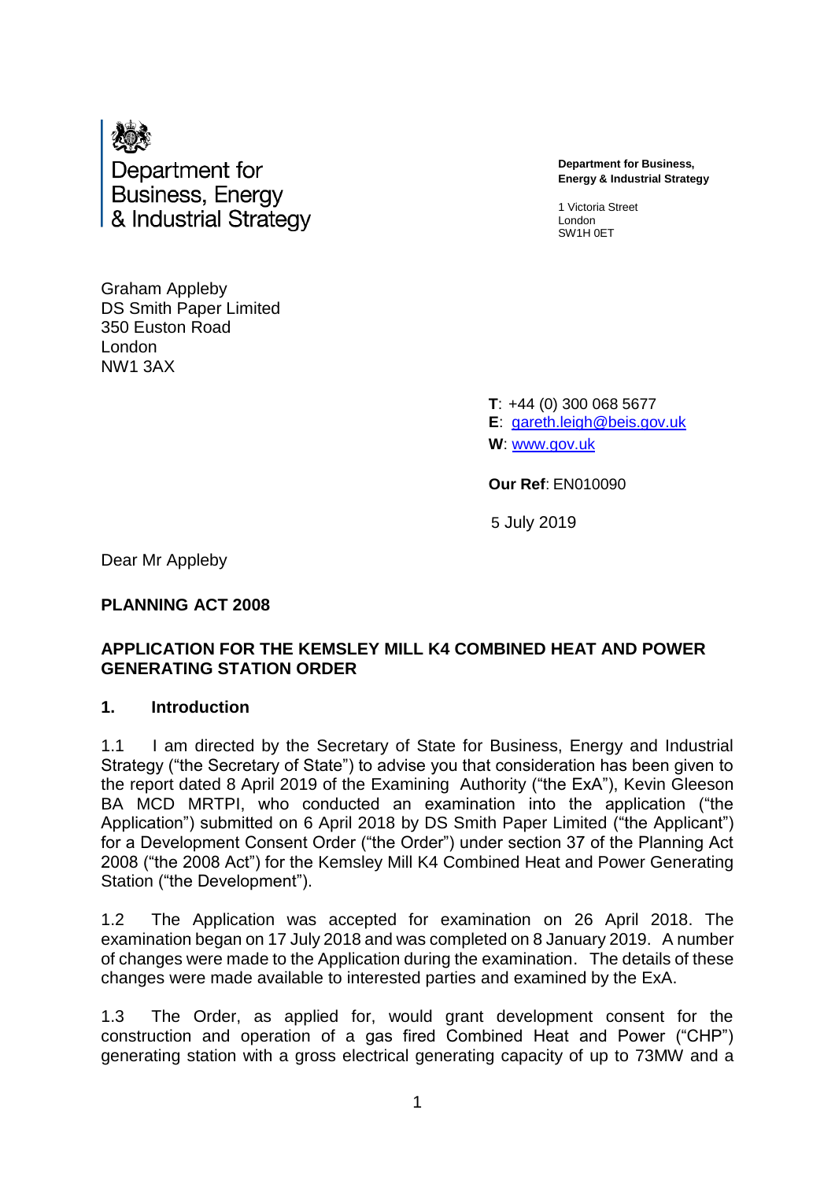Department for Business, Energy & Industrial Strategy

**Department for Business, Energy & Industrial Strategy**

1 Victoria Street
London
SW1H 0ET

Graham Appleby
DS Smith Paper Limited
350 Euston Road
London
NW1 3AX

**T**: +44 (0) 300 068 5677
**E**: gareth.leigh@beis.gov.uk
**W**: www.gov.uk

**Our Ref**: EN010090

5 July 2019

Dear Mr Appleby

**PLANNING ACT 2008**

**APPLICATION FOR THE KEMSLEY MILL K4 COMBINED HEAT AND POWER GENERATING STATION ORDER**

## 1. Introduction

1.1 I am directed by the Secretary of State for Business, Energy and Industrial Strategy ("the Secretary of State") to advise you that consideration has been given to the report dated 8 April 2019 of the Examining Authority ("the ExA"), Kevin Gleeson BA MCD MRTPI, who conducted an examination into the application ("the Application") submitted on 6 April 2018 by DS Smith Paper Limited ("the Applicant") for a Development Consent Order ("the Order") under section 37 of the Planning Act 2008 ("the 2008 Act") for the Kemsley Mill K4 Combined Heat and Power Generating Station ("the Development").

1.2 The Application was accepted for examination on 26 April 2018. The examination began on 17 July 2018 and was completed on 8 January 2019. A number of changes were made to the Application during the examination. The details of these changes were made available to interested parties and examined by the ExA.

1.3 The Order, as applied for, would grant development consent for the construction and operation of a gas fired Combined Heat and Power ("CHP") generating station with a gross electrical generating capacity of up to 73MW and a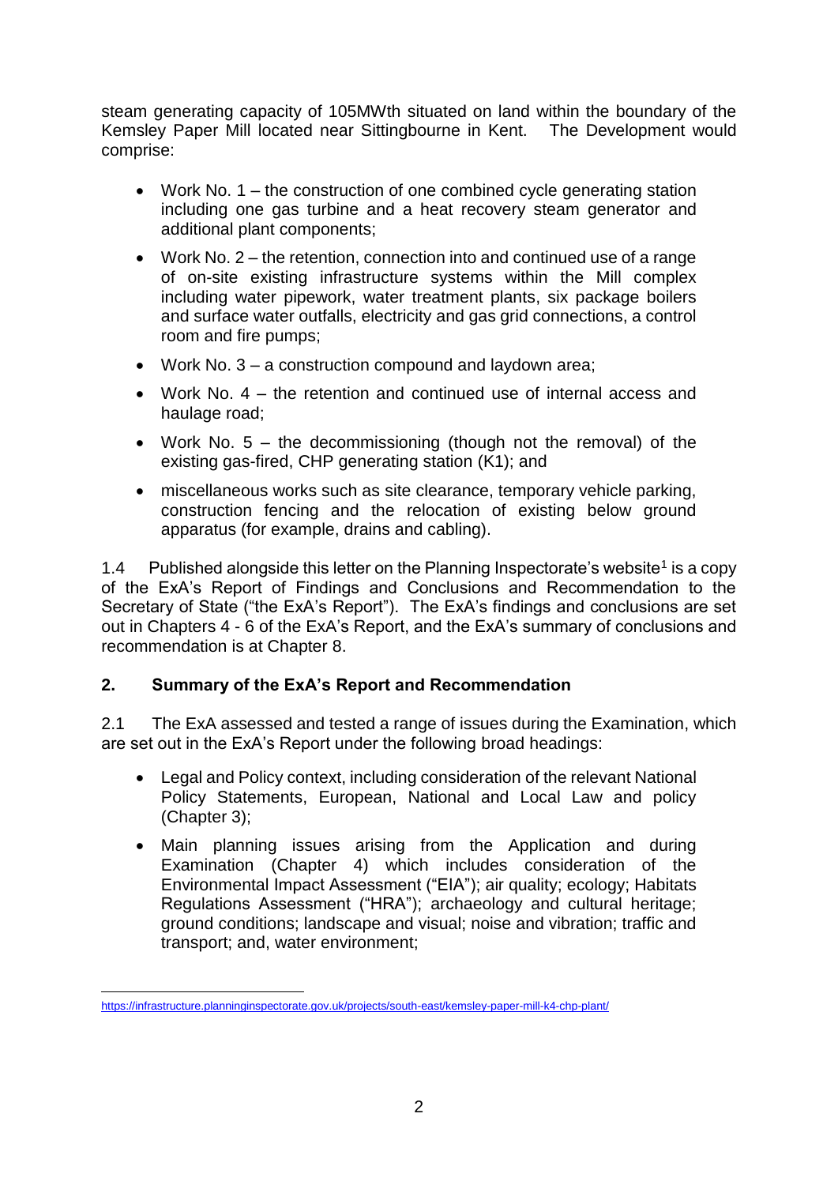steam generating capacity of 105MWth situated on land within the boundary of the Kemsley Paper Mill located near Sittingbourne in Kent. The Development would comprise:

- Work No. 1 – the construction of one combined cycle generating station including one gas turbine and a heat recovery steam generator and additional plant components;
- Work No. 2 – the retention, connection into and continued use of a range of on-site existing infrastructure systems within the Mill complex including water pipework, water treatment plants, six package boilers and surface water outfalls, electricity and gas grid connections, a control room and fire pumps;
- Work No. 3 – a construction compound and laydown area;
- Work No. 4 – the retention and continued use of internal access and haulage road;
- Work No. 5 – the decommissioning (though not the removal) of the existing gas-fired, CHP generating station (K1); and
- miscellaneous works such as site clearance, temporary vehicle parking, construction fencing and the relocation of existing below ground apparatus (for example, drains and cabling).

1.4 Published alongside this letter on the Planning Inspectorate's website[1] is a copy of the ExA's Report of Findings and Conclusions and Recommendation to the Secretary of State ("the ExA's Report"). The ExA's findings and conclusions are set out in Chapters 4 - 6 of the ExA's Report, and the ExA's summary of conclusions and recommendation is at Chapter 8.

## 2. Summary of the ExA's Report and Recommendation

2.1 The ExA assessed and tested a range of issues during the Examination, which are set out in the ExA's Report under the following broad headings:

- Legal and Policy context, including consideration of the relevant National Policy Statements, European, National and Local Law and policy (Chapter 3);
- Main planning issues arising from the Application and during Examination (Chapter 4) which includes consideration of the Environmental Impact Assessment ("EIA"); air quality; ecology; Habitats Regulations Assessment ("HRA"); archaeology and cultural heritage; ground conditions; landscape and visual; noise and vibration; traffic and transport; and, water environment;

[1] https://infrastructure.planninginspectorate.gov.uk/projects/south-east/kemsley-paper-mill-k4-chp-plant/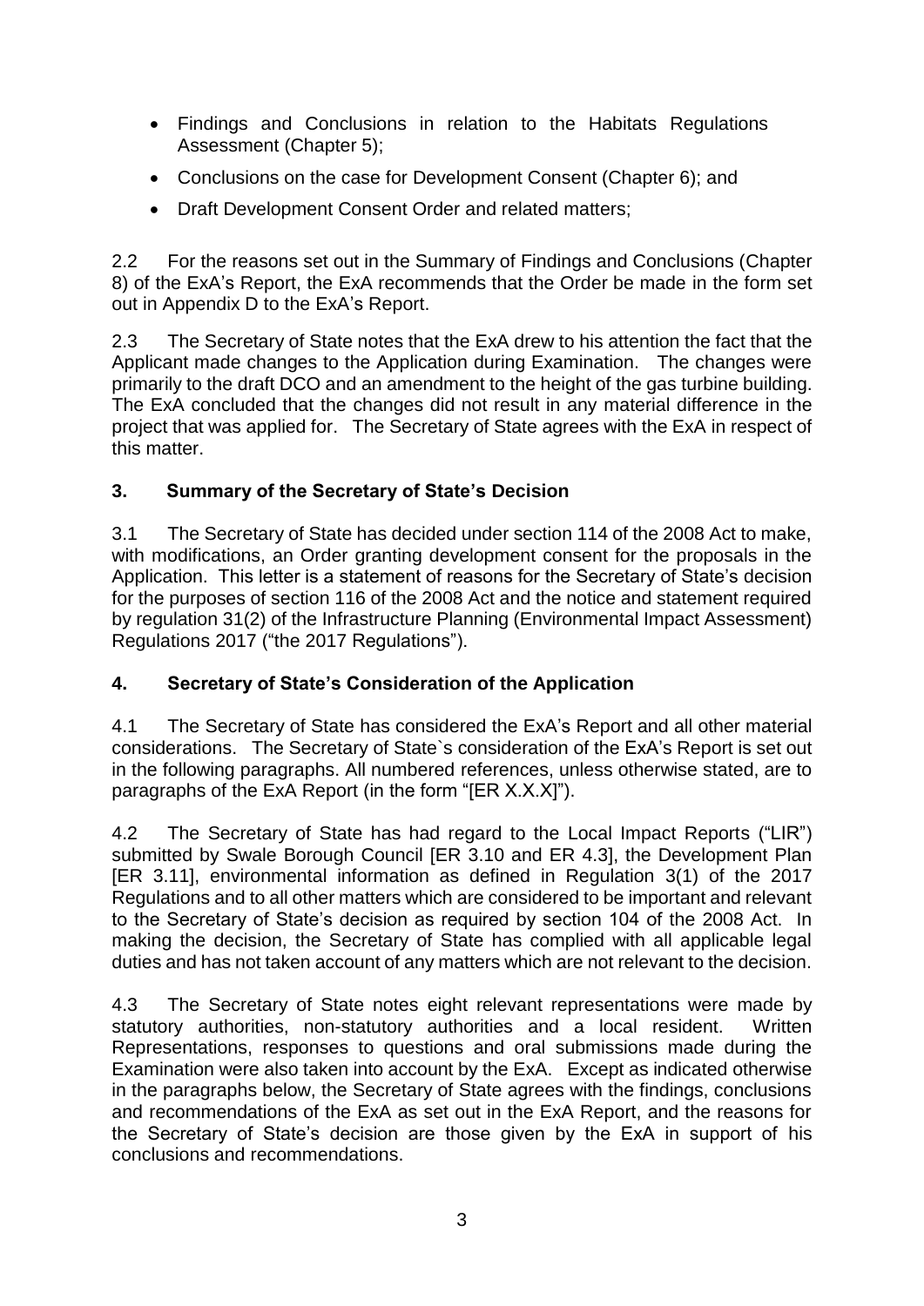- Findings and Conclusions in relation to the Habitats Regulations Assessment (Chapter 5);
- Conclusions on the case for Development Consent (Chapter 6); and
- Draft Development Consent Order and related matters;

2.2 For the reasons set out in the Summary of Findings and Conclusions (Chapter 8) of the ExA's Report, the ExA recommends that the Order be made in the form set out in Appendix D to the ExA's Report.

2.3 The Secretary of State notes that the ExA drew to his attention the fact that the Applicant made changes to the Application during Examination. The changes were primarily to the draft DCO and an amendment to the height of the gas turbine building. The ExA concluded that the changes did not result in any material difference in the project that was applied for. The Secretary of State agrees with the ExA in respect of this matter.

## 3. Summary of the Secretary of State's Decision

3.1 The Secretary of State has decided under section 114 of the 2008 Act to make, with modifications, an Order granting development consent for the proposals in the Application. This letter is a statement of reasons for the Secretary of State's decision for the purposes of section 116 of the 2008 Act and the notice and statement required by regulation 31(2) of the Infrastructure Planning (Environmental Impact Assessment) Regulations 2017 ("the 2017 Regulations").

## 4. Secretary of State's Consideration of the Application

4.1 The Secretary of State has considered the ExA's Report and all other material considerations. The Secretary of State`s consideration of the ExA's Report is set out in the following paragraphs. All numbered references, unless otherwise stated, are to paragraphs of the ExA Report (in the form "[ER X.X.X]").

4.2 The Secretary of State has had regard to the Local Impact Reports ("LIR") submitted by Swale Borough Council [ER 3.10 and ER 4.3], the Development Plan [ER 3.11], environmental information as defined in Regulation 3(1) of the 2017 Regulations and to all other matters which are considered to be important and relevant to the Secretary of State's decision as required by section 104 of the 2008 Act. In making the decision, the Secretary of State has complied with all applicable legal duties and has not taken account of any matters which are not relevant to the decision.

4.3 The Secretary of State notes eight relevant representations were made by statutory authorities, non-statutory authorities and a local resident. Written Representations, responses to questions and oral submissions made during the Examination were also taken into account by the ExA. Except as indicated otherwise in the paragraphs below, the Secretary of State agrees with the findings, conclusions and recommendations of the ExA as set out in the ExA Report, and the reasons for the Secretary of State's decision are those given by the ExA in support of his conclusions and recommendations.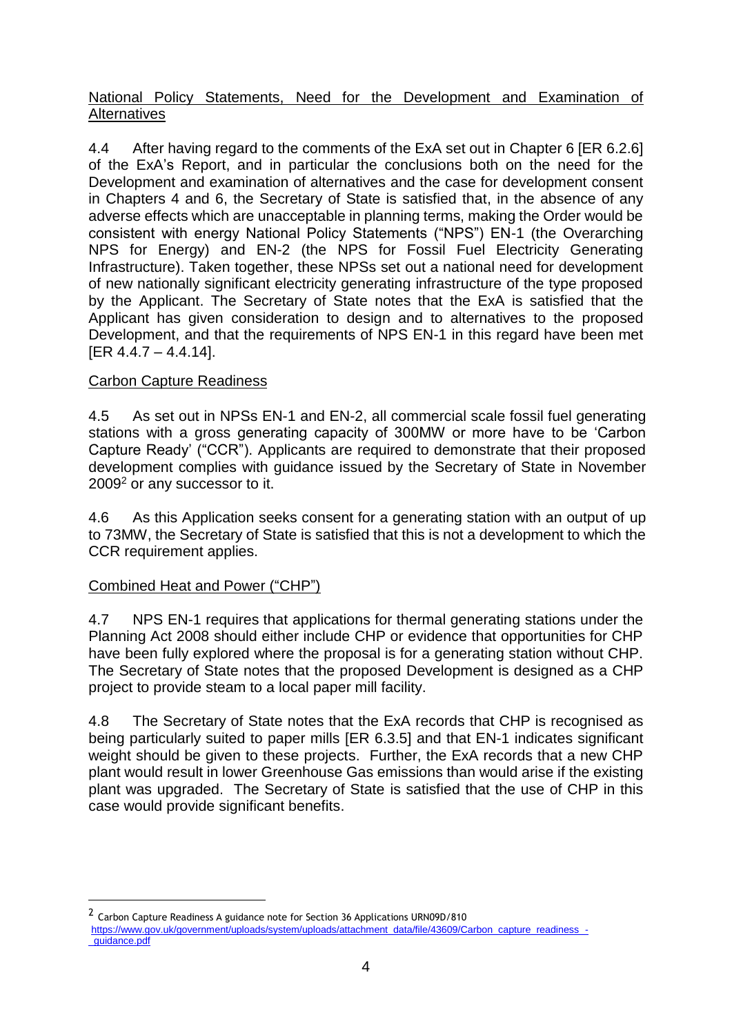National Policy Statements, Need for the Development and Examination of Alternatives

4.4 After having regard to the comments of the ExA set out in Chapter 6 [ER 6.2.6] of the ExA's Report, and in particular the conclusions both on the need for the Development and examination of alternatives and the case for development consent in Chapters 4 and 6, the Secretary of State is satisfied that, in the absence of any adverse effects which are unacceptable in planning terms, making the Order would be consistent with energy National Policy Statements ("NPS") EN-1 (the Overarching NPS for Energy) and EN-2 (the NPS for Fossil Fuel Electricity Generating Infrastructure). Taken together, these NPSs set out a national need for development of new nationally significant electricity generating infrastructure of the type proposed by the Applicant. The Secretary of State notes that the ExA is satisfied that the Applicant has given consideration to design and to alternatives to the proposed Development, and that the requirements of NPS EN-1 in this regard have been met [ER 4.4.7 – 4.4.14].

Carbon Capture Readiness

4.5 As set out in NPSs EN-1 and EN-2, all commercial scale fossil fuel generating stations with a gross generating capacity of 300MW or more have to be 'Carbon Capture Ready' ("CCR"). Applicants are required to demonstrate that their proposed development complies with guidance issued by the Secretary of State in November 2009[2] or any successor to it.

4.6 As this Application seeks consent for a generating station with an output of up to 73MW, the Secretary of State is satisfied that this is not a development to which the CCR requirement applies.

Combined Heat and Power ("CHP")

4.7 NPS EN-1 requires that applications for thermal generating stations under the Planning Act 2008 should either include CHP or evidence that opportunities for CHP have been fully explored where the proposal is for a generating station without CHP. The Secretary of State notes that the proposed Development is designed as a CHP project to provide steam to a local paper mill facility.

4.8 The Secretary of State notes that the ExA records that CHP is recognised as being particularly suited to paper mills [ER 6.3.5] and that EN-1 indicates significant weight should be given to these projects. Further, the ExA records that a new CHP plant would result in lower Greenhouse Gas emissions than would arise if the existing plant was upgraded. The Secretary of State is satisfied that the use of CHP in this case would provide significant benefits.

---

[2] Carbon Capture Readiness A guidance note for Section 36 Applications URN09D/810 https://www.gov.uk/government/uploads/system/uploads/attachment_data/file/43609/Carbon_capture_readiness_-_guidance.pdf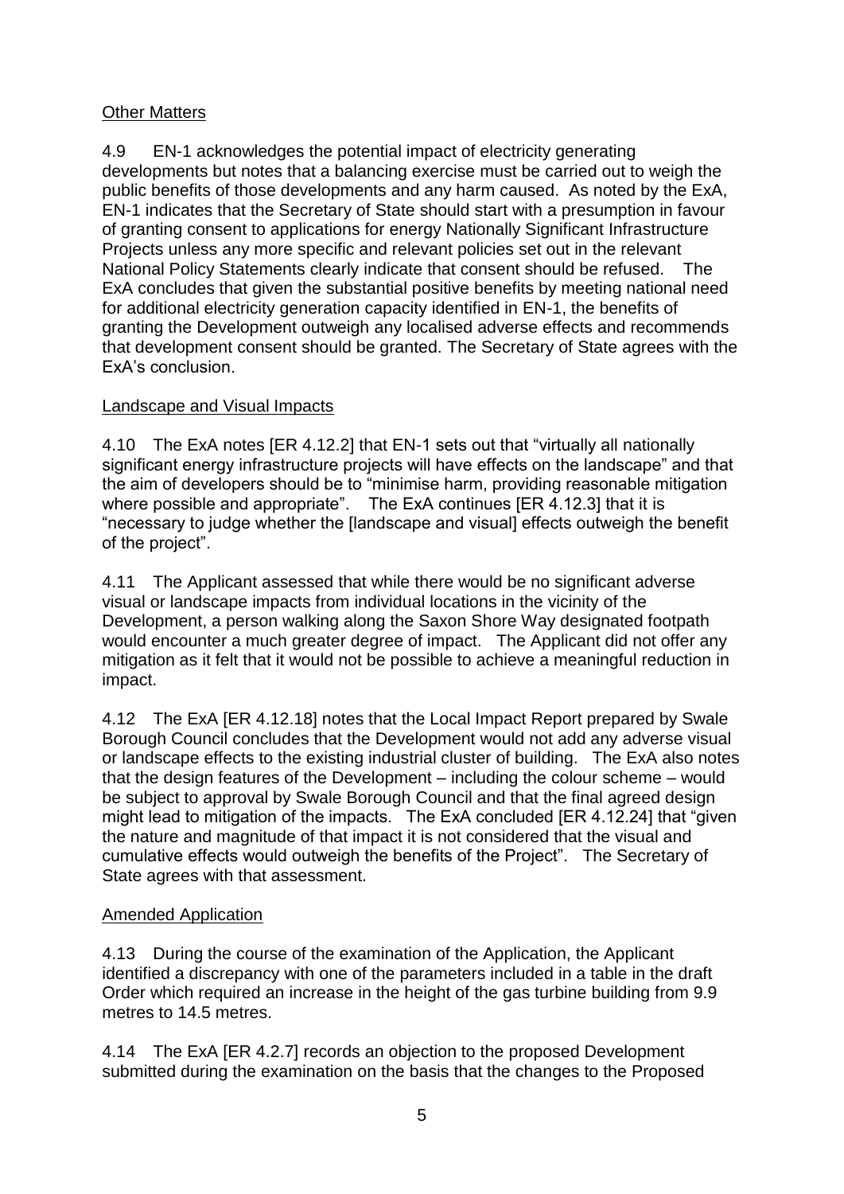## Other Matters

4.9 EN-1 acknowledges the potential impact of electricity generating developments but notes that a balancing exercise must be carried out to weigh the public benefits of those developments and any harm caused. As noted by the ExA, EN-1 indicates that the Secretary of State should start with a presumption in favour of granting consent to applications for energy Nationally Significant Infrastructure Projects unless any more specific and relevant policies set out in the relevant National Policy Statements clearly indicate that consent should be refused. The ExA concludes that given the substantial positive benefits by meeting national need for additional electricity generation capacity identified in EN-1, the benefits of granting the Development outweigh any localised adverse effects and recommends that development consent should be granted. The Secretary of State agrees with the ExA's conclusion.

## Landscape and Visual Impacts

4.10 The ExA notes [ER 4.12.2] that EN-1 sets out that "virtually all nationally significant energy infrastructure projects will have effects on the landscape" and that the aim of developers should be to "minimise harm, providing reasonable mitigation where possible and appropriate". The ExA continues [ER 4.12.3] that it is "necessary to judge whether the [landscape and visual] effects outweigh the benefit of the project".

4.11 The Applicant assessed that while there would be no significant adverse visual or landscape impacts from individual locations in the vicinity of the Development, a person walking along the Saxon Shore Way designated footpath would encounter a much greater degree of impact. The Applicant did not offer any mitigation as it felt that it would not be possible to achieve a meaningful reduction in impact.

4.12 The ExA [ER 4.12.18] notes that the Local Impact Report prepared by Swale Borough Council concludes that the Development would not add any adverse visual or landscape effects to the existing industrial cluster of building. The ExA also notes that the design features of the Development – including the colour scheme – would be subject to approval by Swale Borough Council and that the final agreed design might lead to mitigation of the impacts. The ExA concluded [ER 4.12.24] that "given the nature and magnitude of that impact it is not considered that the visual and cumulative effects would outweigh the benefits of the Project". The Secretary of State agrees with that assessment.

## Amended Application

4.13 During the course of the examination of the Application, the Applicant identified a discrepancy with one of the parameters included in a table in the draft Order which required an increase in the height of the gas turbine building from 9.9 metres to 14.5 metres.

4.14 The ExA [ER 4.2.7] records an objection to the proposed Development submitted during the examination on the basis that the changes to the Proposed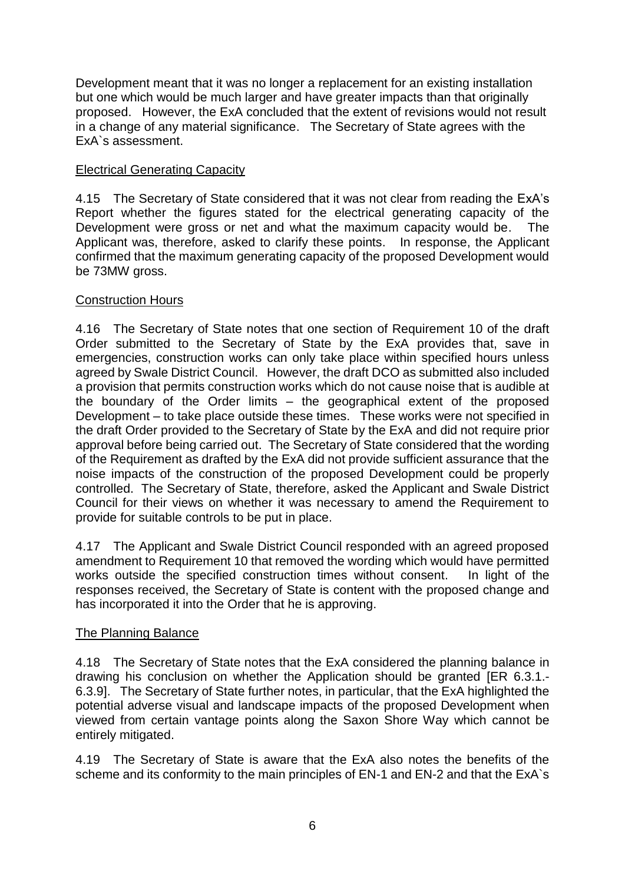Development meant that it was no longer a replacement for an existing installation but one which would be much larger and have greater impacts than that originally proposed. However, the ExA concluded that the extent of revisions would not result in a change of any material significance. The Secretary of State agrees with the ExA`s assessment.

Electrical Generating Capacity

4.15 The Secretary of State considered that it was not clear from reading the ExA's Report whether the figures stated for the electrical generating capacity of the Development were gross or net and what the maximum capacity would be. The Applicant was, therefore, asked to clarify these points. In response, the Applicant confirmed that the maximum generating capacity of the proposed Development would be 73MW gross.

Construction Hours

4.16 The Secretary of State notes that one section of Requirement 10 of the draft Order submitted to the Secretary of State by the ExA provides that, save in emergencies, construction works can only take place within specified hours unless agreed by Swale District Council. However, the draft DCO as submitted also included a provision that permits construction works which do not cause noise that is audible at the boundary of the Order limits – the geographical extent of the proposed Development – to take place outside these times. These works were not specified in the draft Order provided to the Secretary of State by the ExA and did not require prior approval before being carried out. The Secretary of State considered that the wording of the Requirement as drafted by the ExA did not provide sufficient assurance that the noise impacts of the construction of the proposed Development could be properly controlled. The Secretary of State, therefore, asked the Applicant and Swale District Council for their views on whether it was necessary to amend the Requirement to provide for suitable controls to be put in place.

4.17 The Applicant and Swale District Council responded with an agreed proposed amendment to Requirement 10 that removed the wording which would have permitted works outside the specified construction times without consent. In light of the responses received, the Secretary of State is content with the proposed change and has incorporated it into the Order that he is approving.

The Planning Balance

4.18 The Secretary of State notes that the ExA considered the planning balance in drawing his conclusion on whether the Application should be granted [ER 6.3.1.-6.3.9]. The Secretary of State further notes, in particular, that the ExA highlighted the potential adverse visual and landscape impacts of the proposed Development when viewed from certain vantage points along the Saxon Shore Way which cannot be entirely mitigated.

4.19 The Secretary of State is aware that the ExA also notes the benefits of the scheme and its conformity to the main principles of EN-1 and EN-2 and that the ExA`s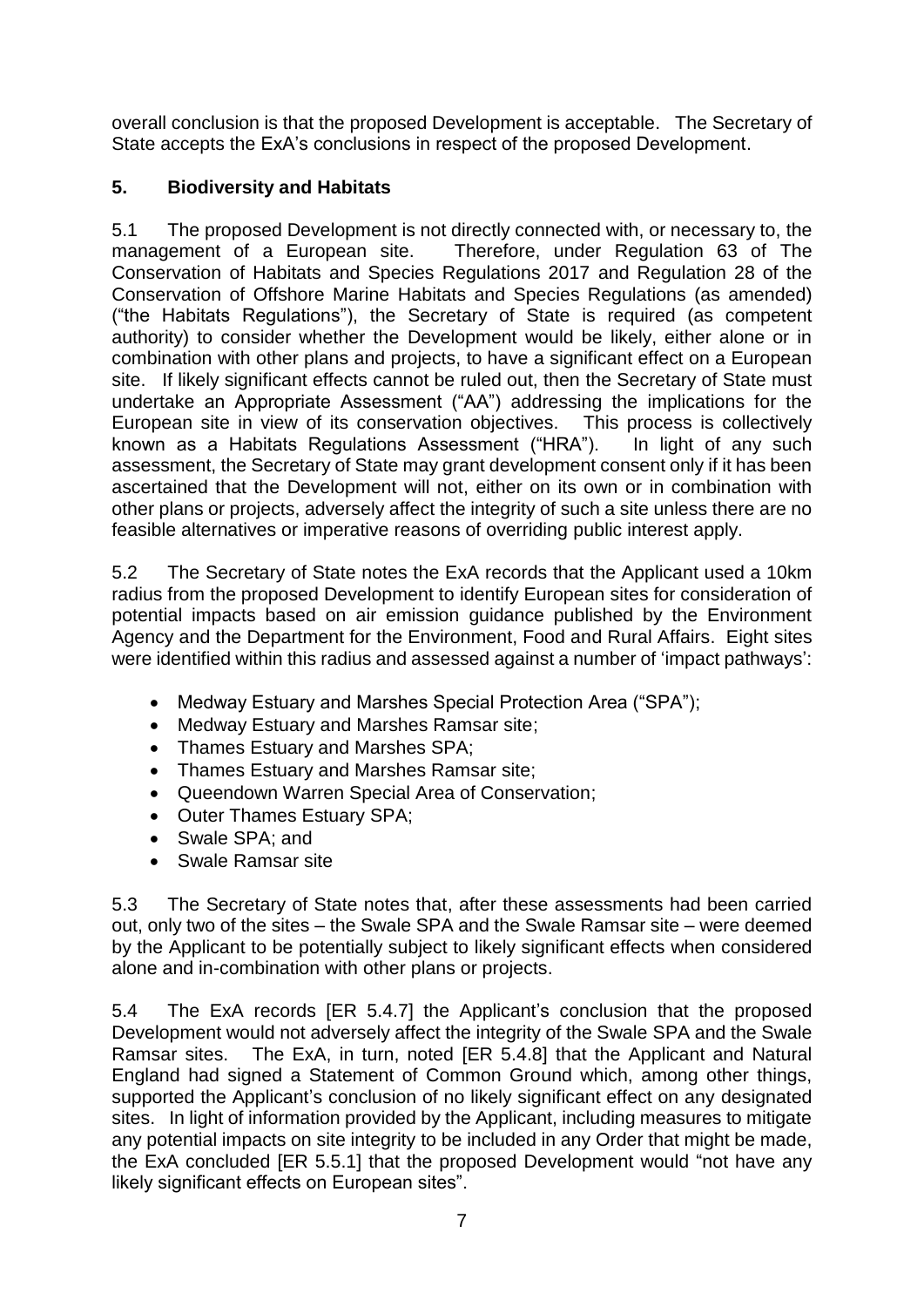overall conclusion is that the proposed Development is acceptable. The Secretary of State accepts the ExA's conclusions in respect of the proposed Development.

## 5. Biodiversity and Habitats

5.1 The proposed Development is not directly connected with, or necessary to, the management of a European site. Therefore, under Regulation 63 of The Conservation of Habitats and Species Regulations 2017 and Regulation 28 of the Conservation of Offshore Marine Habitats and Species Regulations (as amended) ("the Habitats Regulations"), the Secretary of State is required (as competent authority) to consider whether the Development would be likely, either alone or in combination with other plans and projects, to have a significant effect on a European site. If likely significant effects cannot be ruled out, then the Secretary of State must undertake an Appropriate Assessment ("AA") addressing the implications for the European site in view of its conservation objectives. This process is collectively known as a Habitats Regulations Assessment ("HRA"). In light of any such assessment, the Secretary of State may grant development consent only if it has been ascertained that the Development will not, either on its own or in combination with other plans or projects, adversely affect the integrity of such a site unless there are no feasible alternatives or imperative reasons of overriding public interest apply.

5.2 The Secretary of State notes the ExA records that the Applicant used a 10km radius from the proposed Development to identify European sites for consideration of potential impacts based on air emission guidance published by the Environment Agency and the Department for the Environment, Food and Rural Affairs. Eight sites were identified within this radius and assessed against a number of 'impact pathways':

- Medway Estuary and Marshes Special Protection Area ("SPA");
- Medway Estuary and Marshes Ramsar site;
- Thames Estuary and Marshes SPA;
- Thames Estuary and Marshes Ramsar site;
- Queendown Warren Special Area of Conservation;
- Outer Thames Estuary SPA;
- Swale SPA; and
- Swale Ramsar site

5.3 The Secretary of State notes that, after these assessments had been carried out, only two of the sites – the Swale SPA and the Swale Ramsar site – were deemed by the Applicant to be potentially subject to likely significant effects when considered alone and in-combination with other plans or projects.

5.4 The ExA records [ER 5.4.7] the Applicant's conclusion that the proposed Development would not adversely affect the integrity of the Swale SPA and the Swale Ramsar sites. The ExA, in turn, noted [ER 5.4.8] that the Applicant and Natural England had signed a Statement of Common Ground which, among other things, supported the Applicant's conclusion of no likely significant effect on any designated sites. In light of information provided by the Applicant, including measures to mitigate any potential impacts on site integrity to be included in any Order that might be made, the ExA concluded [ER 5.5.1] that the proposed Development would "not have any likely significant effects on European sites".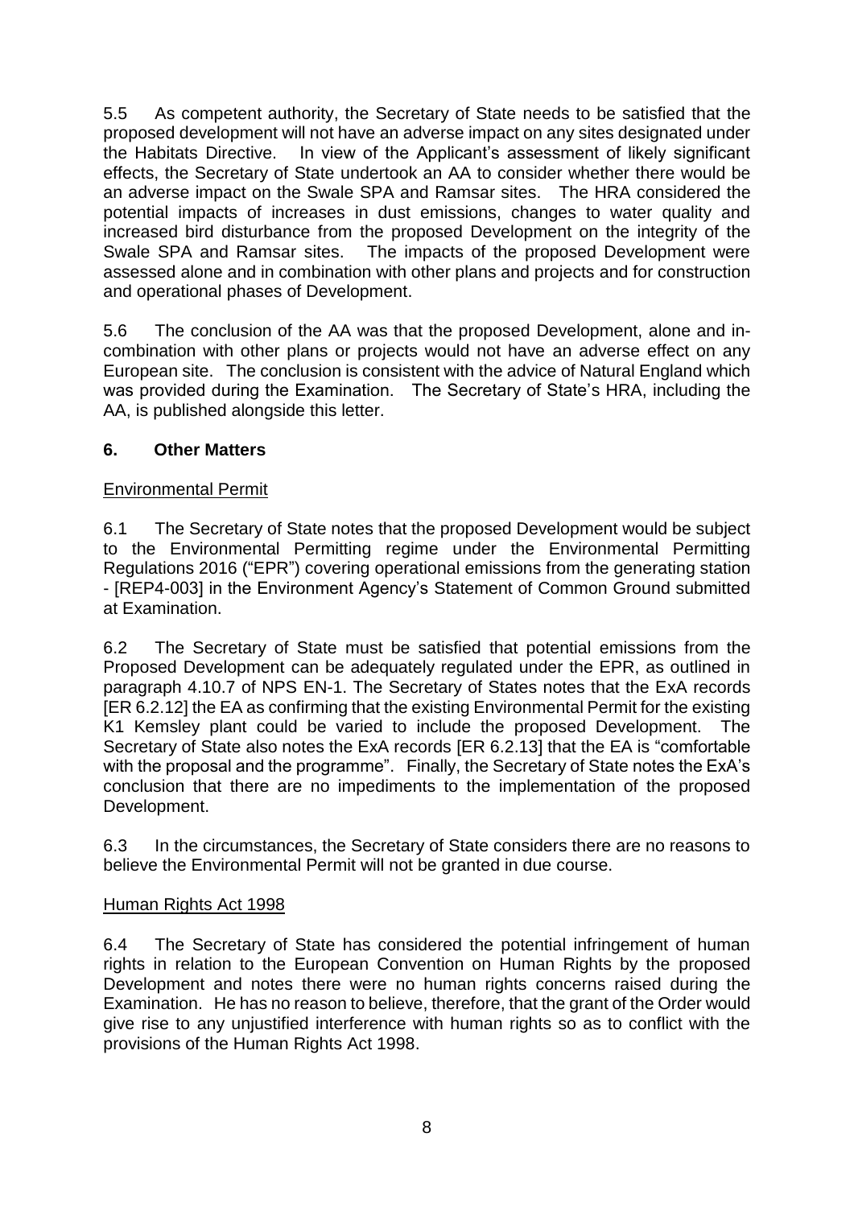5.5 As competent authority, the Secretary of State needs to be satisfied that the proposed development will not have an adverse impact on any sites designated under the Habitats Directive. In view of the Applicant's assessment of likely significant effects, the Secretary of State undertook an AA to consider whether there would be an adverse impact on the Swale SPA and Ramsar sites. The HRA considered the potential impacts of increases in dust emissions, changes to water quality and increased bird disturbance from the proposed Development on the integrity of the Swale SPA and Ramsar sites. The impacts of the proposed Development were assessed alone and in combination with other plans and projects and for construction and operational phases of Development.

5.6 The conclusion of the AA was that the proposed Development, alone and in-combination with other plans or projects would not have an adverse effect on any European site. The conclusion is consistent with the advice of Natural England which was provided during the Examination. The Secretary of State's HRA, including the AA, is published alongside this letter.

## 6. Other Matters

### Environmental Permit

6.1 The Secretary of State notes that the proposed Development would be subject to the Environmental Permitting regime under the Environmental Permitting Regulations 2016 ("EPR") covering operational emissions from the generating station - [REP4-003] in the Environment Agency's Statement of Common Ground submitted at Examination.

6.2 The Secretary of State must be satisfied that potential emissions from the Proposed Development can be adequately regulated under the EPR, as outlined in paragraph 4.10.7 of NPS EN-1. The Secretary of States notes that the ExA records [ER 6.2.12] the EA as confirming that the existing Environmental Permit for the existing K1 Kemsley plant could be varied to include the proposed Development. The Secretary of State also notes the ExA records [ER 6.2.13] that the EA is "comfortable with the proposal and the programme". Finally, the Secretary of State notes the ExA's conclusion that there are no impediments to the implementation of the proposed Development.

6.3 In the circumstances, the Secretary of State considers there are no reasons to believe the Environmental Permit will not be granted in due course.

### Human Rights Act 1998

6.4 The Secretary of State has considered the potential infringement of human rights in relation to the European Convention on Human Rights by the proposed Development and notes there were no human rights concerns raised during the Examination. He has no reason to believe, therefore, that the grant of the Order would give rise to any unjustified interference with human rights so as to conflict with the provisions of the Human Rights Act 1998.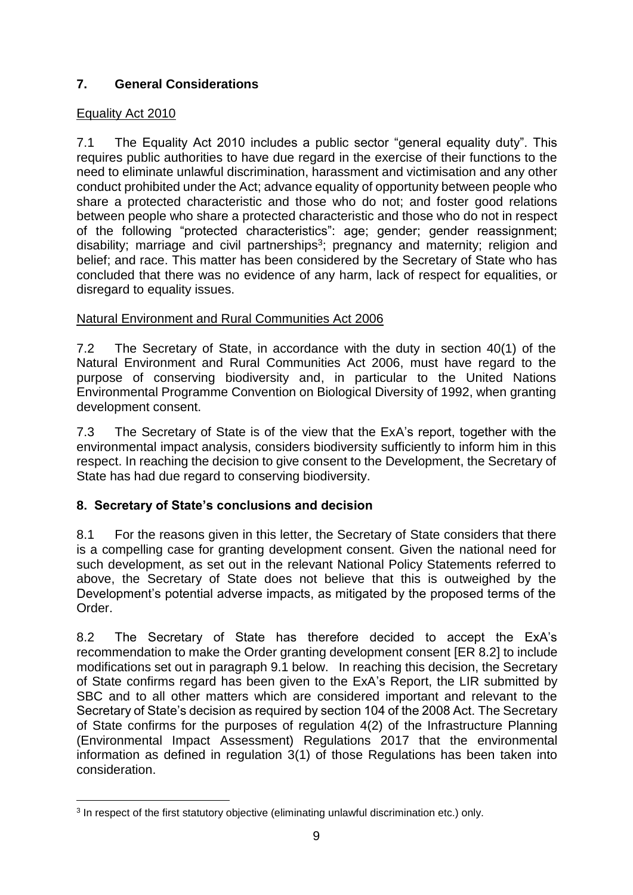## 7. General Considerations

Equality Act 2010

7.1 The Equality Act 2010 includes a public sector "general equality duty". This requires public authorities to have due regard in the exercise of their functions to the need to eliminate unlawful discrimination, harassment and victimisation and any other conduct prohibited under the Act; advance equality of opportunity between people who share a protected characteristic and those who do not; and foster good relations between people who share a protected characteristic and those who do not in respect of the following "protected characteristics": age; gender; gender reassignment; disability; marriage and civil partnerships[3]; pregnancy and maternity; religion and belief; and race. This matter has been considered by the Secretary of State who has concluded that there was no evidence of any harm, lack of respect for equalities, or disregard to equality issues.

Natural Environment and Rural Communities Act 2006

7.2 The Secretary of State, in accordance with the duty in section 40(1) of the Natural Environment and Rural Communities Act 2006, must have regard to the purpose of conserving biodiversity and, in particular to the United Nations Environmental Programme Convention on Biological Diversity of 1992, when granting development consent.

7.3 The Secretary of State is of the view that the ExA's report, together with the environmental impact analysis, considers biodiversity sufficiently to inform him in this respect. In reaching the decision to give consent to the Development, the Secretary of State has had due regard to conserving biodiversity.

## 8. Secretary of State's conclusions and decision

8.1 For the reasons given in this letter, the Secretary of State considers that there is a compelling case for granting development consent. Given the national need for such development, as set out in the relevant National Policy Statements referred to above, the Secretary of State does not believe that this is outweighed by the Development's potential adverse impacts, as mitigated by the proposed terms of the Order.

8.2 The Secretary of State has therefore decided to accept the ExA's recommendation to make the Order granting development consent [ER 8.2] to include modifications set out in paragraph 9.1 below. In reaching this decision, the Secretary of State confirms regard has been given to the ExA's Report, the LIR submitted by SBC and to all other matters which are considered important and relevant to the Secretary of State's decision as required by section 104 of the 2008 Act. The Secretary of State confirms for the purposes of regulation 4(2) of the Infrastructure Planning (Environmental Impact Assessment) Regulations 2017 that the environmental information as defined in regulation 3(1) of those Regulations has been taken into consideration.

[3] In respect of the first statutory objective (eliminating unlawful discrimination etc.) only.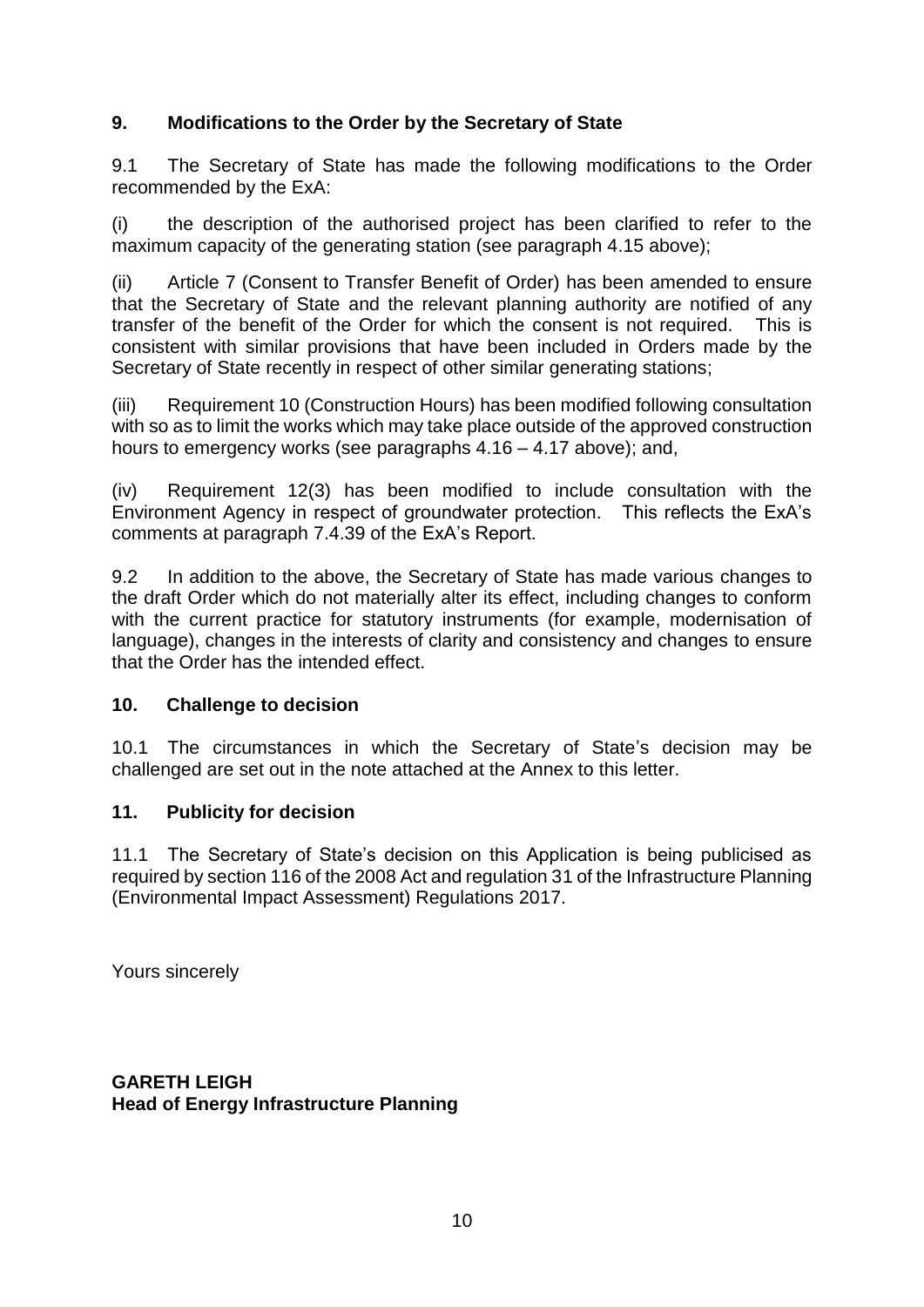## 9. Modifications to the Order by the Secretary of State

9.1 The Secretary of State has made the following modifications to the Order recommended by the ExA:

(i) the description of the authorised project has been clarified to refer to the maximum capacity of the generating station (see paragraph 4.15 above);

(ii) Article 7 (Consent to Transfer Benefit of Order) has been amended to ensure that the Secretary of State and the relevant planning authority are notified of any transfer of the benefit of the Order for which the consent is not required. This is consistent with similar provisions that have been included in Orders made by the Secretary of State recently in respect of other similar generating stations;

(iii) Requirement 10 (Construction Hours) has been modified following consultation with so as to limit the works which may take place outside of the approved construction hours to emergency works (see paragraphs 4.16 – 4.17 above); and,

(iv) Requirement 12(3) has been modified to include consultation with the Environment Agency in respect of groundwater protection. This reflects the ExA's comments at paragraph 7.4.39 of the ExA's Report.

9.2 In addition to the above, the Secretary of State has made various changes to the draft Order which do not materially alter its effect, including changes to conform with the current practice for statutory instruments (for example, modernisation of language), changes in the interests of clarity and consistency and changes to ensure that the Order has the intended effect.

## 10. Challenge to decision

10.1 The circumstances in which the Secretary of State's decision may be challenged are set out in the note attached at the Annex to this letter.

## 11. Publicity for decision

11.1 The Secretary of State's decision on this Application is being publicised as required by section 116 of the 2008 Act and regulation 31 of the Infrastructure Planning (Environmental Impact Assessment) Regulations 2017.

Yours sincerely

**GARETH LEIGH**
**Head of Energy Infrastructure Planning**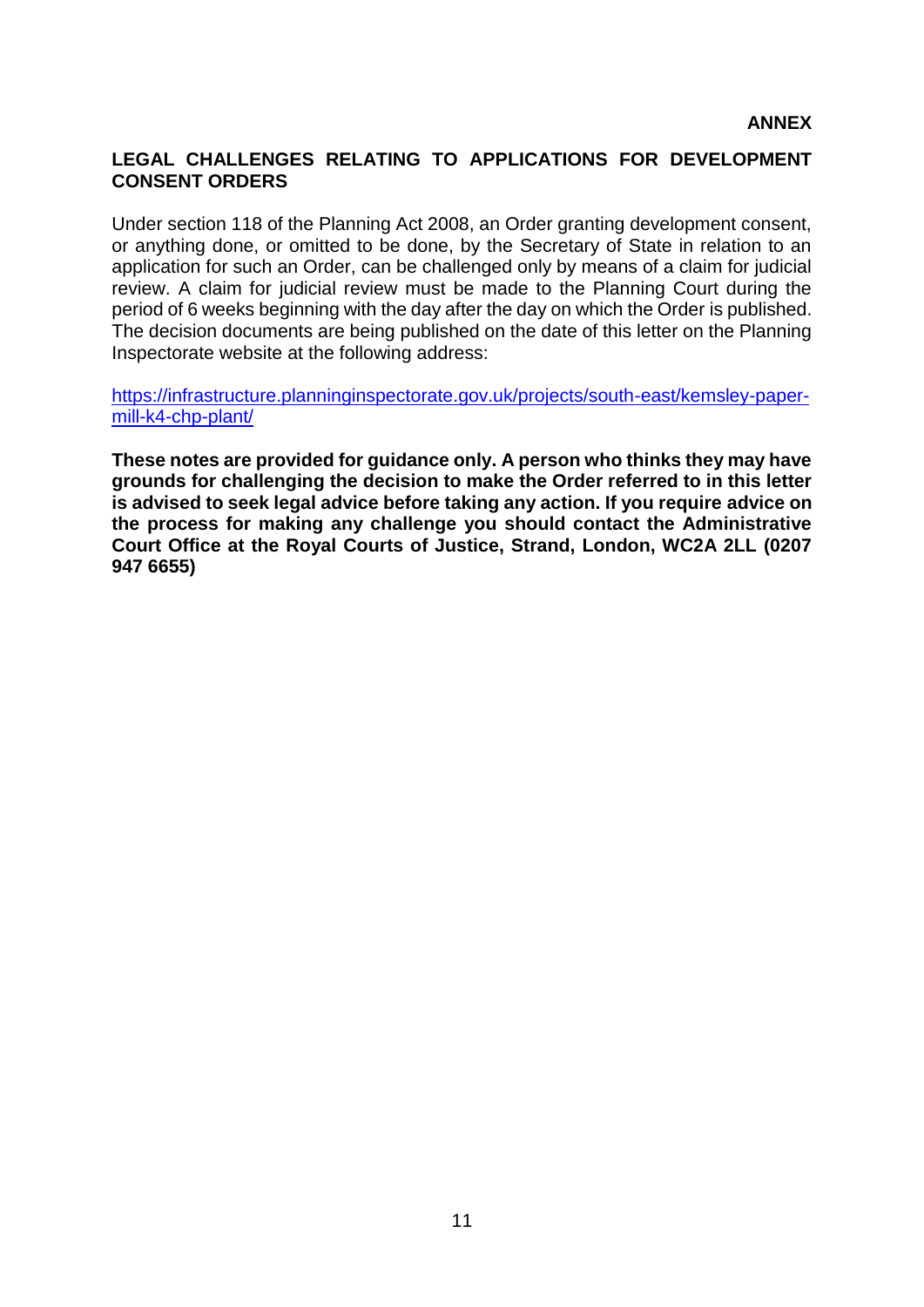**ANNEX**

## LEGAL CHALLENGES RELATING TO APPLICATIONS FOR DEVELOPMENT CONSENT ORDERS

Under section 118 of the Planning Act 2008, an Order granting development consent, or anything done, or omitted to be done, by the Secretary of State in relation to an application for such an Order, can be challenged only by means of a claim for judicial review. A claim for judicial review must be made to the Planning Court during the period of 6 weeks beginning with the day after the day on which the Order is published. The decision documents are being published on the date of this letter on the Planning Inspectorate website at the following address:

https://infrastructure.planninginspectorate.gov.uk/projects/south-east/kemsley-paper-mill-k4-chp-plant/

**These notes are provided for guidance only. A person who thinks they may have grounds for challenging the decision to make the Order referred to in this letter is advised to seek legal advice before taking any action. If you require advice on the process for making any challenge you should contact the Administrative Court Office at the Royal Courts of Justice, Strand, London, WC2A 2LL (0207 947 6655)**